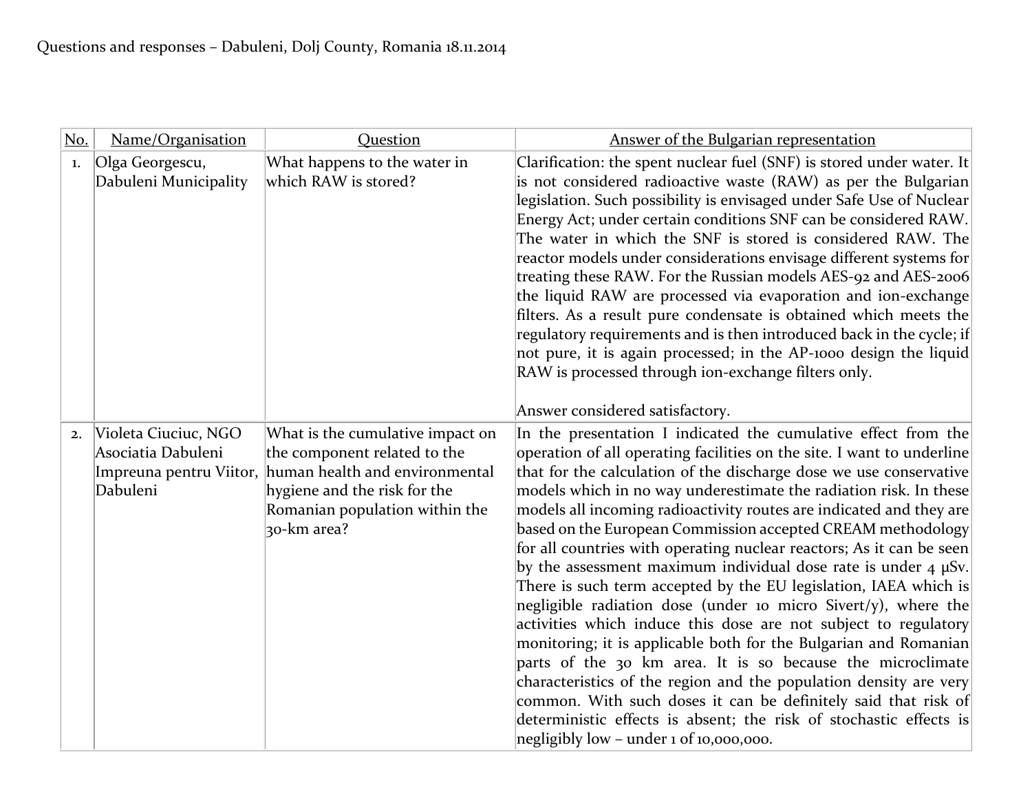Questions and responses – Dabuleni, Dolj County, Romania 18.11.2014

| No. | Name/Organisation | Question | Answer of the Bulgarian representation |
|---|---|---|---|
| 1. | Olga Georgescu, Dabuleni Municipality | What happens to the water in which RAW is stored? | Clarification: the spent nuclear fuel (SNF) is stored under water. It is not considered radioactive waste (RAW) as per the Bulgarian legislation. Such possibility is envisaged under Safe Use of Nuclear Energy Act; under certain conditions SNF can be considered RAW. The water in which the SNF is stored is considered RAW. The reactor models under considerations envisage different systems for treating these RAW. For the Russian models AES-92 and AES-2006 the liquid RAW are processed via evaporation and ion-exchange filters. As a result pure condensate is obtained which meets the regulatory requirements and is then introduced back in the cycle; if not pure, it is again processed; in the AP-1000 design the liquid RAW is processed through ion-exchange filters only.<br><br>Answer considered satisfactory. |
| 2. | Violeta Ciuciuc, NGO Asociatia Dabuleni Impreuna pentru Viitor, Dabuleni | What is the cumulative impact on the component related to the human health and environmental hygiene and the risk for the Romanian population within the 30-km area? | In the presentation I indicated the cumulative effect from the operation of all operating facilities on the site. I want to underline that for the calculation of the discharge dose we use conservative models which in no way underestimate the radiation risk. In these models all incoming radioactivity routes are indicated and they are based on the European Commission accepted CREAM methodology for all countries with operating nuclear reactors; As it can be seen by the assessment maximum individual dose rate is under 4 μSv. There is such term accepted by the EU legislation, IAEA which is negligible radiation dose (under 10 micro Sivert/y), where the activities which induce this dose are not subject to regulatory monitoring; it is applicable both for the Bulgarian and Romanian parts of the 30 km area. It is so because the microclimate characteristics of the region and the population density are very common. With such doses it can be definitely said that risk of deterministic effects is absent; the risk of stochastic effects is negligibly low – under 1 of 10,000,000. |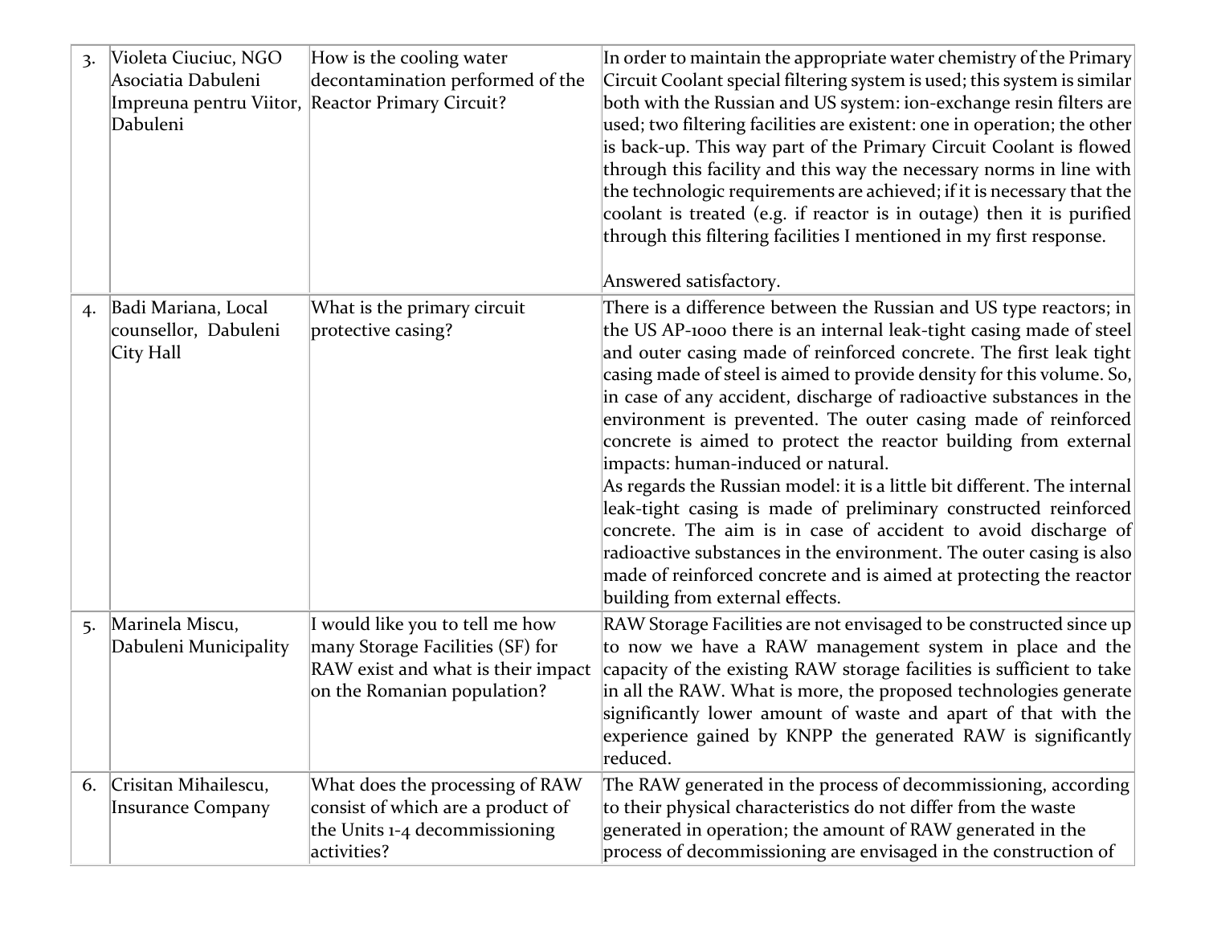| | | | |
|---|---|---|---|
| 3. | Violeta Ciuciuc, NGO Asociatia Dabuleni Impreuna pentru Viitor, Dabuleni | How is the cooling water decontamination performed of the Reactor Primary Circuit? | In order to maintain the appropriate water chemistry of the Primary Circuit Coolant special filtering system is used; this system is similar both with the Russian and US system: ion-exchange resin filters are used; two filtering facilities are existent: one in operation; the other is back-up. This way part of the Primary Circuit Coolant is flowed through this facility and this way the necessary norms in line with the technologic requirements are achieved; if it is necessary that the coolant is treated (e.g. if reactor is in outage) then it is purified through this filtering facilities I mentioned in my first response.<br><br>Answered satisfactory. |
| 4. | Badi Mariana, Local counsellor, Dabuleni City Hall | What is the primary circuit protective casing? | There is a difference between the Russian and US type reactors; in the US AP-1000 there is an internal leak-tight casing made of steel and outer casing made of reinforced concrete. The first leak tight casing made of steel is aimed to provide density for this volume. So, in case of any accident, discharge of radioactive substances in the environment is prevented. The outer casing made of reinforced concrete is aimed to protect the reactor building from external impacts: human-induced or natural.<br>As regards the Russian model: it is a little bit different. The internal leak-tight casing is made of preliminary constructed reinforced concrete. The aim is in case of accident to avoid discharge of radioactive substances in the environment. The outer casing is also made of reinforced concrete and is aimed at protecting the reactor building from external effects. |
| 5. | Marinela Miscu, Dabuleni Municipality | I would like you to tell me how many Storage Facilities (SF) for RAW exist and what is their impact on the Romanian population? | RAW Storage Facilities are not envisaged to be constructed since up to now we have a RAW management system in place and the capacity of the existing RAW storage facilities is sufficient to take in all the RAW. What is more, the proposed technologies generate significantly lower amount of waste and apart of that with the experience gained by KNPP the generated RAW is significantly reduced. |
| 6. | Crisitan Mihailescu, Insurance Company | What does the processing of RAW consist of which are a product of the Units 1-4 decommissioning activities? | The RAW generated in the process of decommissioning, according to their physical characteristics do not differ from the waste generated in operation; the amount of RAW generated in the process of decommissioning are envisaged in the construction of |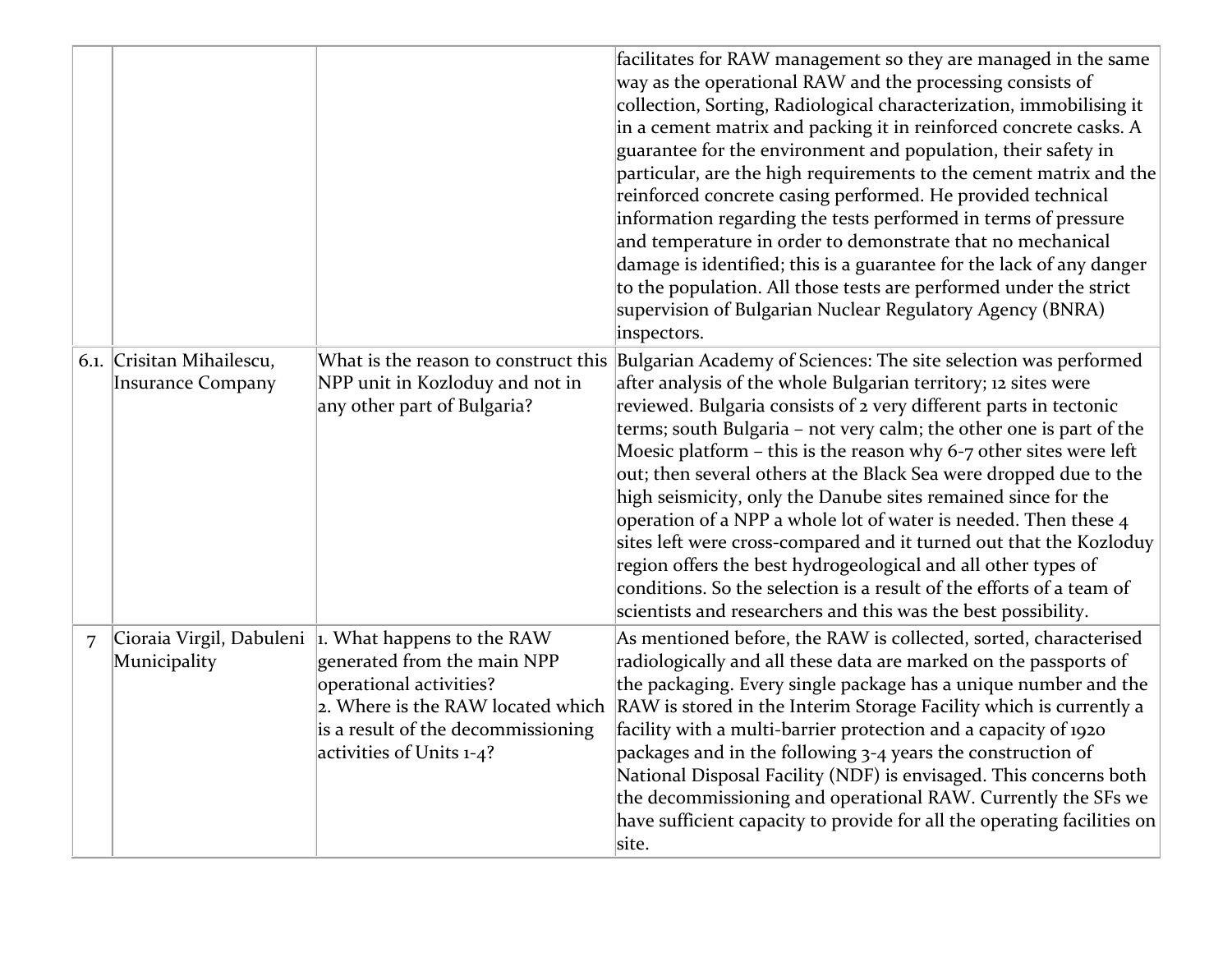| | | | |
|---|---|---|---|
| | | | facilitates for RAW management so they are managed in the same way as the operational RAW and the processing consists of collection, Sorting, Radiological characterization, immobilising it in a cement matrix and packing it in reinforced concrete casks. A guarantee for the environment and population, their safety in particular, are the high requirements to the cement matrix and the reinforced concrete casing performed. He provided technical information regarding the tests performed in terms of pressure and temperature in order to demonstrate that no mechanical damage is identified; this is a guarantee for the lack of any danger to the population. All those tests are performed under the strict supervision of Bulgarian Nuclear Regulatory Agency (BNRA) inspectors. |
| 6.1. | Crisitan Mihailescu, Insurance Company | What is the reason to construct this NPP unit in Kozloduy and not in any other part of Bulgaria? | Bulgarian Academy of Sciences: The site selection was performed after analysis of the whole Bulgarian territory; 12 sites were reviewed. Bulgaria consists of 2 very different parts in tectonic terms; south Bulgaria – not very calm; the other one is part of the Moesic platform – this is the reason why 6-7 other sites were left out; then several others at the Black Sea were dropped due to the high seismicity, only the Danube sites remained since for the operation of a NPP a whole lot of water is needed. Then these 4 sites left were cross-compared and it turned out that the Kozloduy region offers the best hydrogeological and all other types of conditions. So the selection is a result of the efforts of a team of scientists and researchers and this was the best possibility. |
| 7 | Cioraia Virgil, Dabuleni Municipality | 1. What happens to the RAW generated from the main NPP operational activities?<br>2. Where is the RAW located which is a result of the decommissioning activities of Units 1-4? | As mentioned before, the RAW is collected, sorted, characterised radiologically and all these data are marked on the passports of the packaging. Every single package has a unique number and the RAW is stored in the Interim Storage Facility which is currently a facility with a multi-barrier protection and a capacity of 1920 packages and in the following 3-4 years the construction of National Disposal Facility (NDF) is envisaged. This concerns both the decommissioning and operational RAW. Currently the SFs we have sufficient capacity to provide for all the operating facilities on site. |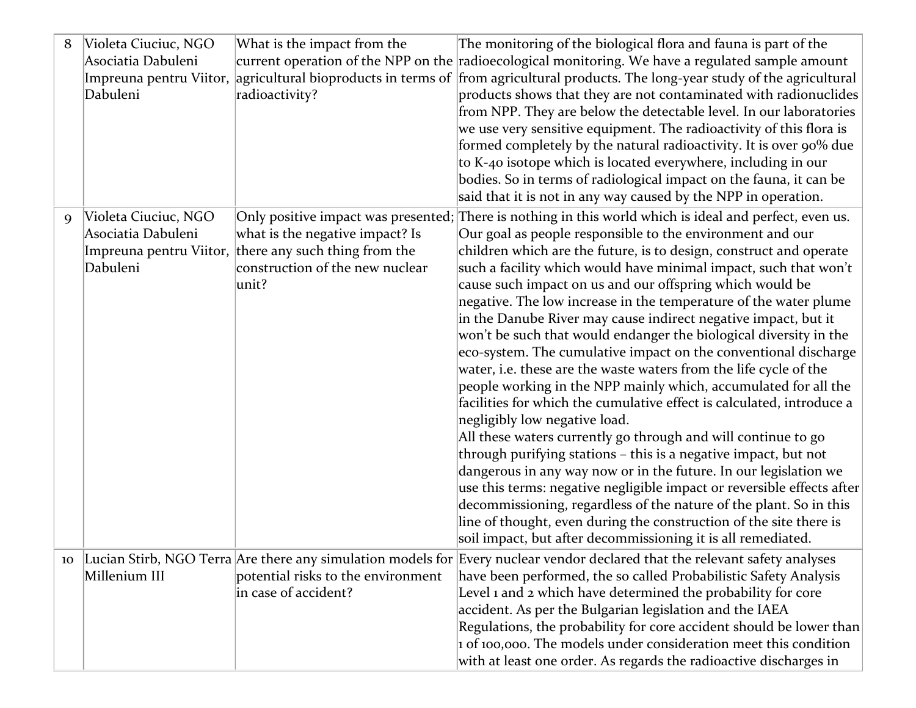| 8 | Violeta Ciuciuc, NGO Asociatia Dabuleni Impreuna pentru Viitor, Dabuleni | What is the impact from the current operation of the NPP on the agricultural bioproducts in terms of radioactivity? | The monitoring of the biological flora and fauna is part of the radioecological monitoring. We have a regulated sample amount from agricultural products. The long-year study of the agricultural products shows that they are not contaminated with radionuclides from NPP. They are below the detectable level. In our laboratories we use very sensitive equipment. The radioactivity of this flora is formed completely by the natural radioactivity. It is over 90% due to K-40 isotope which is located everywhere, including in our bodies. So in terms of radiological impact on the fauna, it can be said that it is not in any way caused by the NPP in operation. |
|---|---|---|---|
| 9 | Violeta Ciuciuc, NGO Asociatia Dabuleni Impreuna pentru Viitor, Dabuleni | Only positive impact was presented; what is the negative impact? Is there any such thing from the construction of the new nuclear unit? | There is nothing in this world which is ideal and perfect, even us. Our goal as people responsible to the environment and our children which are the future, is to design, construct and operate such a facility which would have minimal impact, such that won't cause such impact on us and our offspring which would be negative. The low increase in the temperature of the water plume in the Danube River may cause indirect negative impact, but it won't be such that would endanger the biological diversity in the eco-system. The cumulative impact on the conventional discharge water, i.e. these are the waste waters from the life cycle of the people working in the NPP mainly which, accumulated for all the facilities for which the cumulative effect is calculated, introduce a negligibly low negative load.<br>All these waters currently go through and will continue to go through purifying stations – this is a negative impact, but not dangerous in any way now or in the future. In our legislation we use this terms: negative negligible impact or reversible effects after decommissioning, regardless of the nature of the plant. So in this line of thought, even during the construction of the site there is soil impact, but after decommissioning it is all remediated. |
| 10 | Lucian Stirb, NGO Terra Millenium III | Are there any simulation models for potential risks to the environment in case of accident? | Every nuclear vendor declared that the relevant safety analyses have been performed, the so called Probabilistic Safety Analysis Level 1 and 2 which have determined the probability for core accident. As per the Bulgarian legislation and the IAEA Regulations, the probability for core accident should be lower than 1 of 100,000. The models under consideration meet this condition with at least one order. As regards the radioactive discharges in |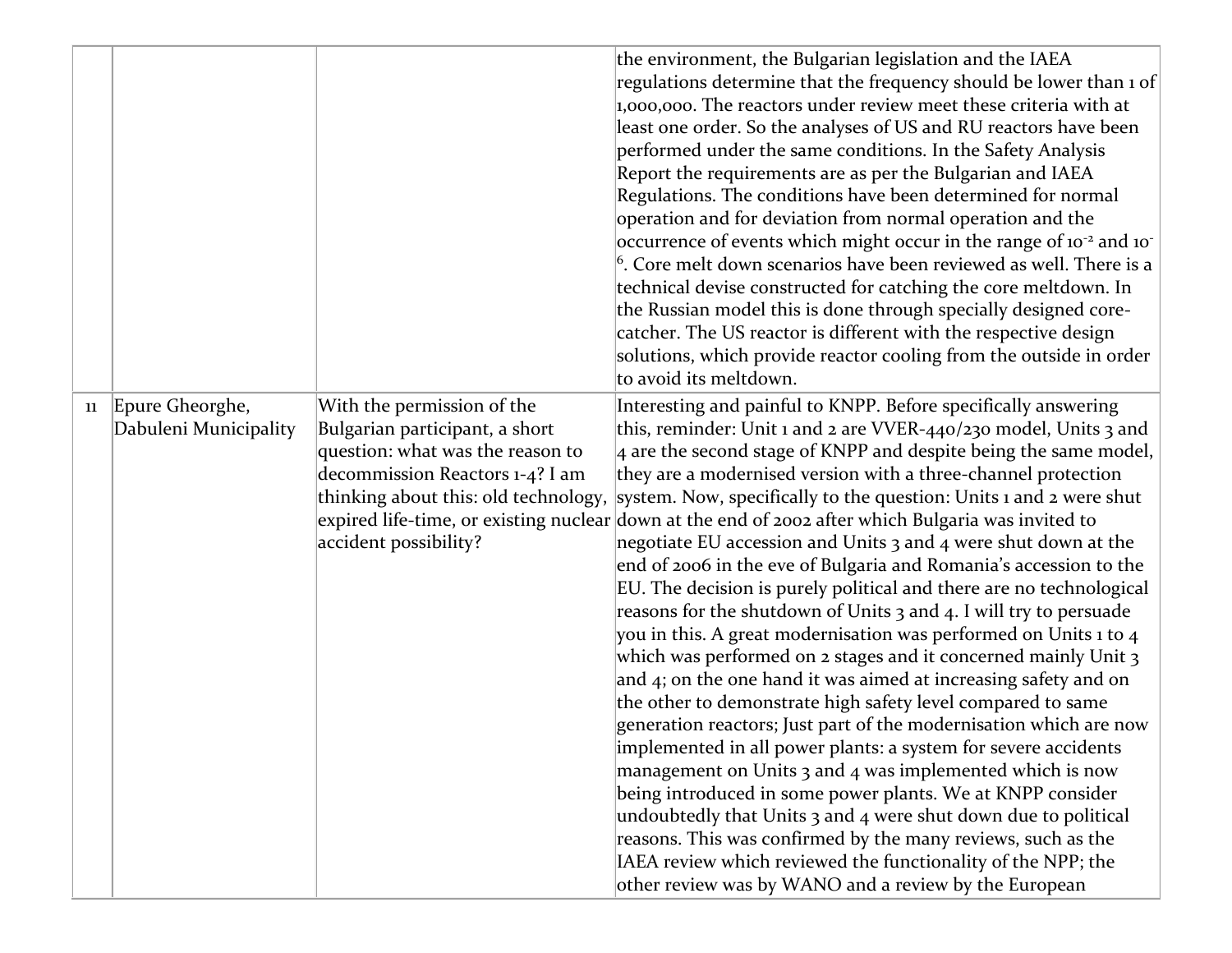| | | | |
|---|---|---|---|
| | | | the environment, the Bulgarian legislation and the IAEA regulations determine that the frequency should be lower than 1 of 1,000,000. The reactors under review meet these criteria with at least one order. So the analyses of US and RU reactors have been performed under the same conditions. In the Safety Analysis Report the requirements are as per the Bulgarian and IAEA Regulations. The conditions have been determined for normal operation and for deviation from normal operation and the occurrence of events which might occur in the range of $10^{-2}$ and $10^{-6}$. Core melt down scenarios have been reviewed as well. There is a technical devise constructed for catching the core meltdown. In the Russian model this is done through specially designed core-catcher. The US reactor is different with the respective design solutions, which provide reactor cooling from the outside in order to avoid its meltdown. |
| 11 | Epure Gheorghe, Dabuleni Municipality | With the permission of the Bulgarian participant, a short question: what was the reason to decommission Reactors 1-4? I am thinking about this: old technology, expired life-time, or existing nuclear accident possibility? | Interesting and painful to KNPP. Before specifically answering this, reminder: Unit 1 and 2 are VVER-440/230 model, Units 3 and 4 are the second stage of KNPP and despite being the same model, they are a modernised version with a three-channel protection system. Now, specifically to the question: Units 1 and 2 were shut down at the end of 2002 after which Bulgaria was invited to negotiate EU accession and Units 3 and 4 were shut down at the end of 2006 in the eve of Bulgaria and Romania's accession to the EU. The decision is purely political and there are no technological reasons for the shutdown of Units 3 and 4. I will try to persuade you in this. A great modernisation was performed on Units 1 to 4 which was performed on 2 stages and it concerned mainly Unit 3 and 4; on the one hand it was aimed at increasing safety and on the other to demonstrate high safety level compared to same generation reactors; Just part of the modernisation which are now implemented in all power plants: a system for severe accidents management on Units 3 and 4 was implemented which is now being introduced in some power plants. We at KNPP consider undoubtedly that Units 3 and 4 were shut down due to political reasons. This was confirmed by the many reviews, such as the IAEA review which reviewed the functionality of the NPP; the other review was by WANO and a review by the European |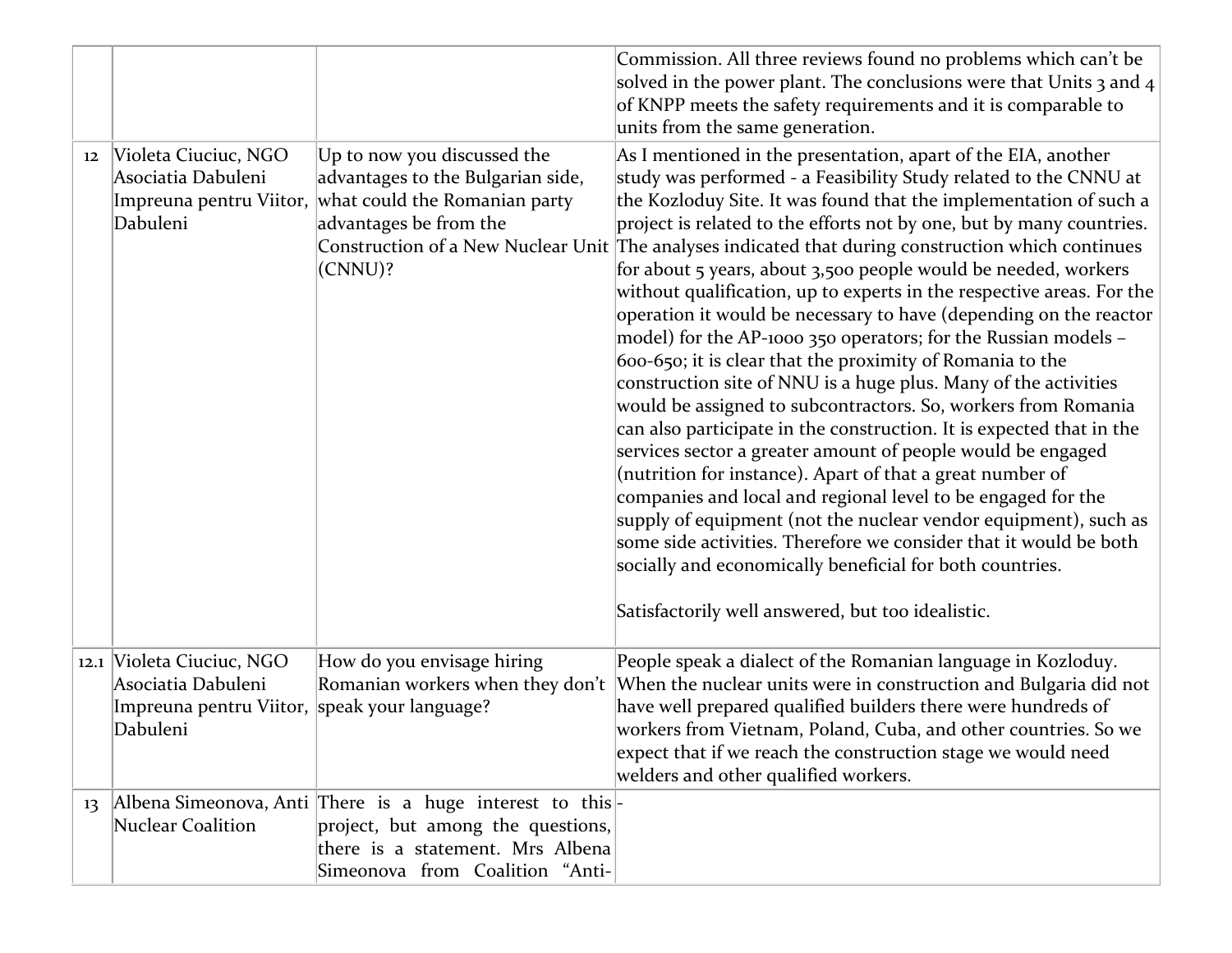| | | | |
|---|---|---|---|
| | | | Commission. All three reviews found no problems which can't be solved in the power plant. The conclusions were that Units 3 and 4 of KNPP meets the safety requirements and it is comparable to units from the same generation. |
| 12 | Violeta Ciuciuc, NGO Asociatia Dabuleni Impreuna pentru Viitor, Dabuleni | Up to now you discussed the advantages to the Bulgarian side, what could the Romanian party advantages be from the Construction of a New Nuclear Unit (CNNU)? | As I mentioned in the presentation, apart of the EIA, another study was performed - a Feasibility Study related to the CNNU at the Kozloduy Site. It was found that the implementation of such a project is related to the efforts not by one, but by many countries. The analyses indicated that during construction which continues for about 5 years, about 3,500 people would be needed, workers without qualification, up to experts in the respective areas. For the operation it would be necessary to have (depending on the reactor model) for the AP-1000 350 operators; for the Russian models – 600-650; it is clear that the proximity of Romania to the construction site of NNU is a huge plus. Many of the activities would be assigned to subcontractors. So, workers from Romania can also participate in the construction. It is expected that in the services sector a greater amount of people would be engaged (nutrition for instance). Apart of that a great number of companies and local and regional level to be engaged for the supply of equipment (not the nuclear vendor equipment), such as some side activities. Therefore we consider that it would be both socially and economically beneficial for both countries.<br><br>Satisfactorily well answered, but too idealistic. |
| 12.1 | Violeta Ciuciuc, NGO Asociatia Dabuleni Impreuna pentru Viitor, Dabuleni | How do you envisage hiring Romanian workers when they don't speak your language? | People speak a dialect of the Romanian language in Kozloduy. When the nuclear units were in construction and Bulgaria did not have well prepared qualified builders there were hundreds of workers from Vietnam, Poland, Cuba, and other countries. So we expect that if we reach the construction stage we would need welders and other qualified workers. |
| 13 | Albena Simeonova, Anti Nuclear Coalition | There is a huge interest to this project, but among the questions, there is a statement. Mrs Albena Simeonova from Coalition "Anti- | - |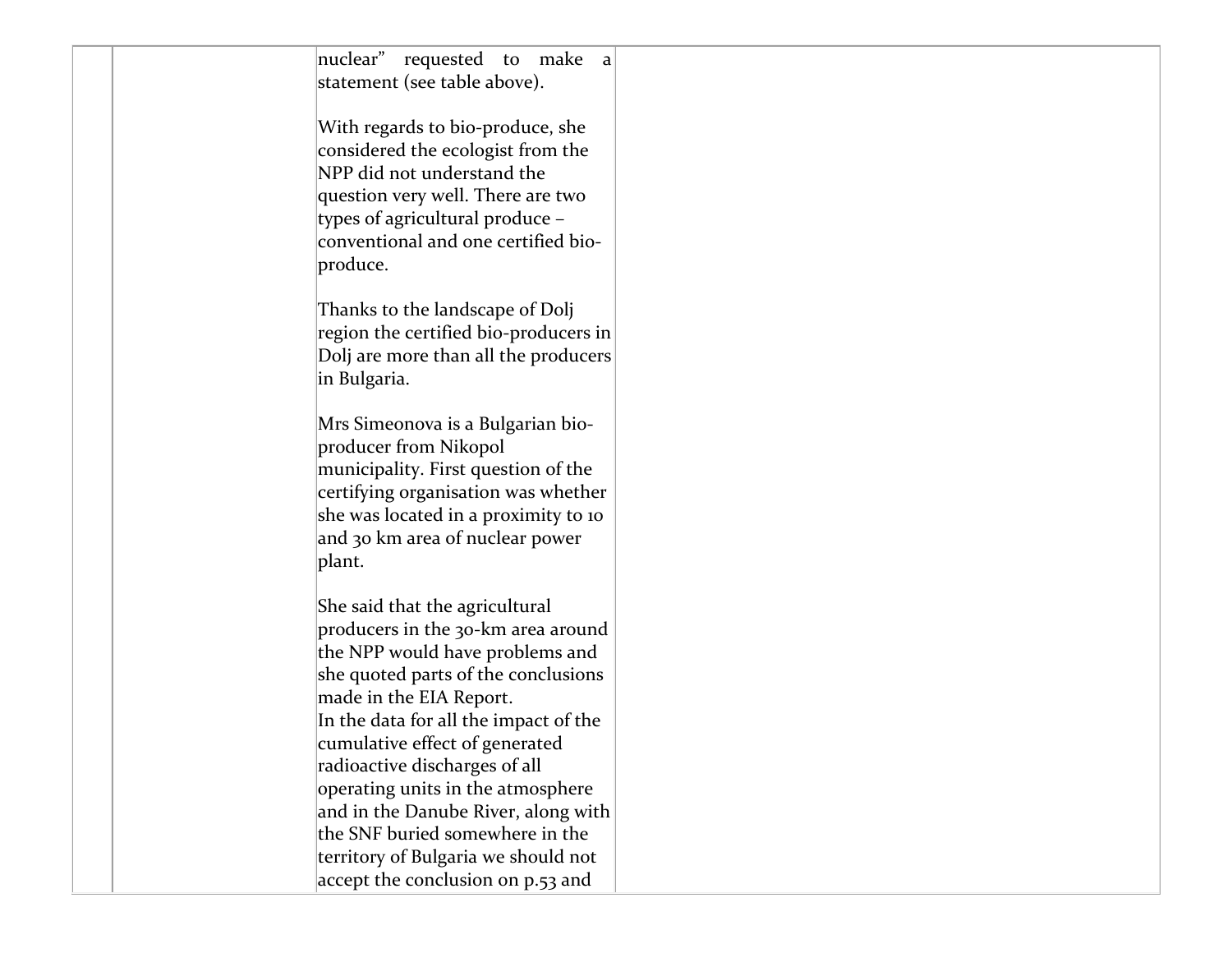| | | | |
|---|---|---|---|
| | | nuclear" requested to make a statement (see table above).<br><br>With regards to bio-produce, she considered the ecologist from the NPP did not understand the question very well. There are two types of agricultural produce – conventional and one certified bio-produce.<br><br>Thanks to the landscape of Dolj region the certified bio-producers in Dolj are more than all the producers in Bulgaria.<br><br>Mrs Simeonova is a Bulgarian bio-producer from Nikopol municipality. First question of the certifying organisation was whether she was located in a proximity to 10 and 30 km area of nuclear power plant.<br><br>She said that the agricultural producers in the 30-km area around the NPP would have problems and she quoted parts of the conclusions made in the EIA Report.<br>In the data for all the impact of the cumulative effect of generated radioactive discharges of all operating units in the atmosphere and in the Danube River, along with the SNF buried somewhere in the territory of Bulgaria we should not accept the conclusion on p.53 and | |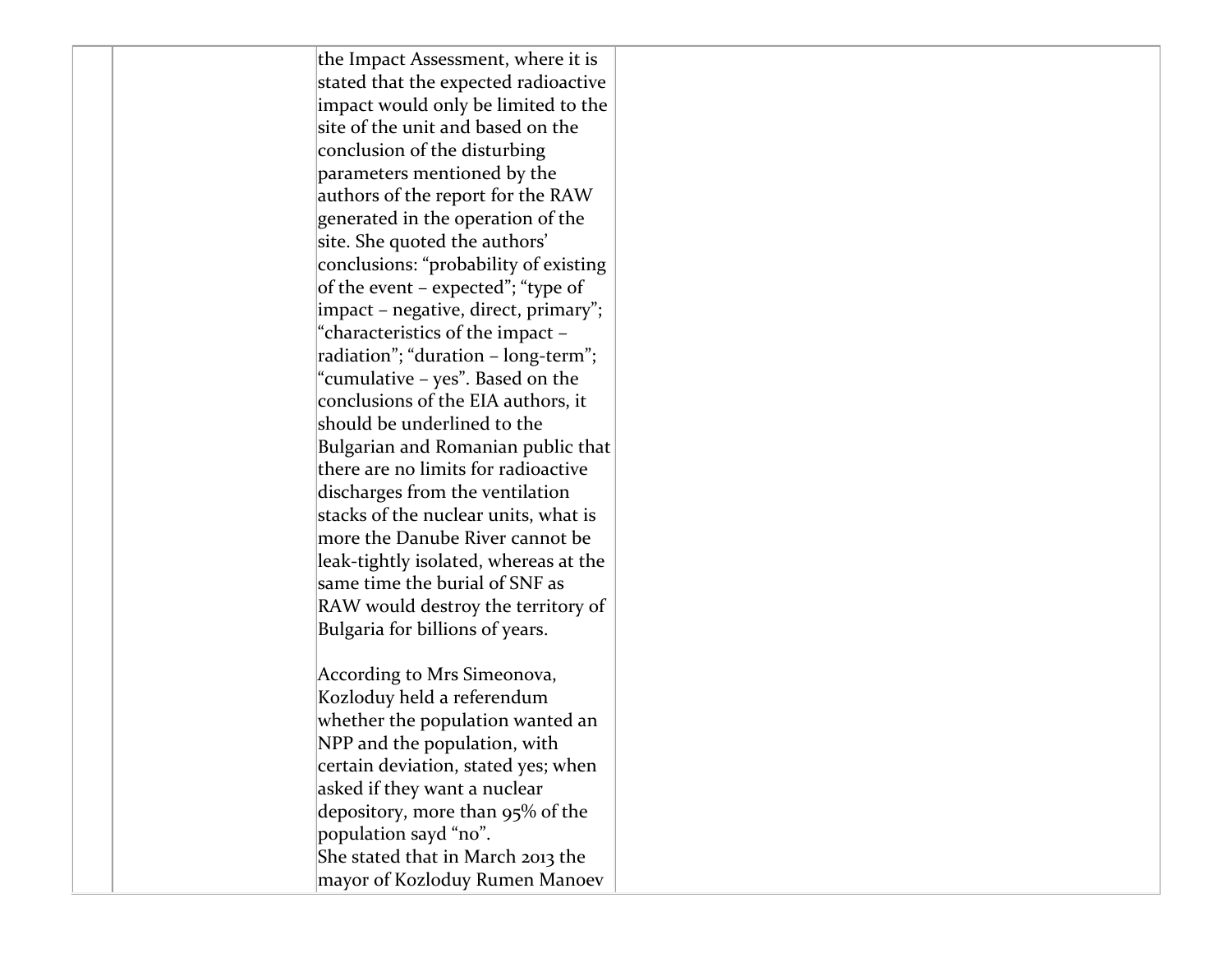| | | | |
|---|---|---|---|
| | | the Impact Assessment, where it is stated that the expected radioactive impact would only be limited to the site of the unit and based on the conclusion of the disturbing parameters mentioned by the authors of the report for the RAW generated in the operation of the site. She quoted the authors' conclusions: "probability of existing of the event – expected"; "type of impact – negative, direct, primary"; "characteristics of the impact – radiation"; "duration – long-term"; "cumulative – yes". Based on the conclusions of the EIA authors, it should be underlined to the Bulgarian and Romanian public that there are no limits for radioactive discharges from the ventilation stacks of the nuclear units, what is more the Danube River cannot be leak-tightly isolated, whereas at the same time the burial of SNF as RAW would destroy the territory of Bulgaria for billions of years.<br><br>According to Mrs Simeonova, Kozloduy held a referendum whether the population wanted an NPP and the population, with certain deviation, stated yes; when asked if they want a nuclear depository, more than 95% of the population sayd "no".<br>She stated that in March 2013 the mayor of Kozloduy Rumen Manoev | |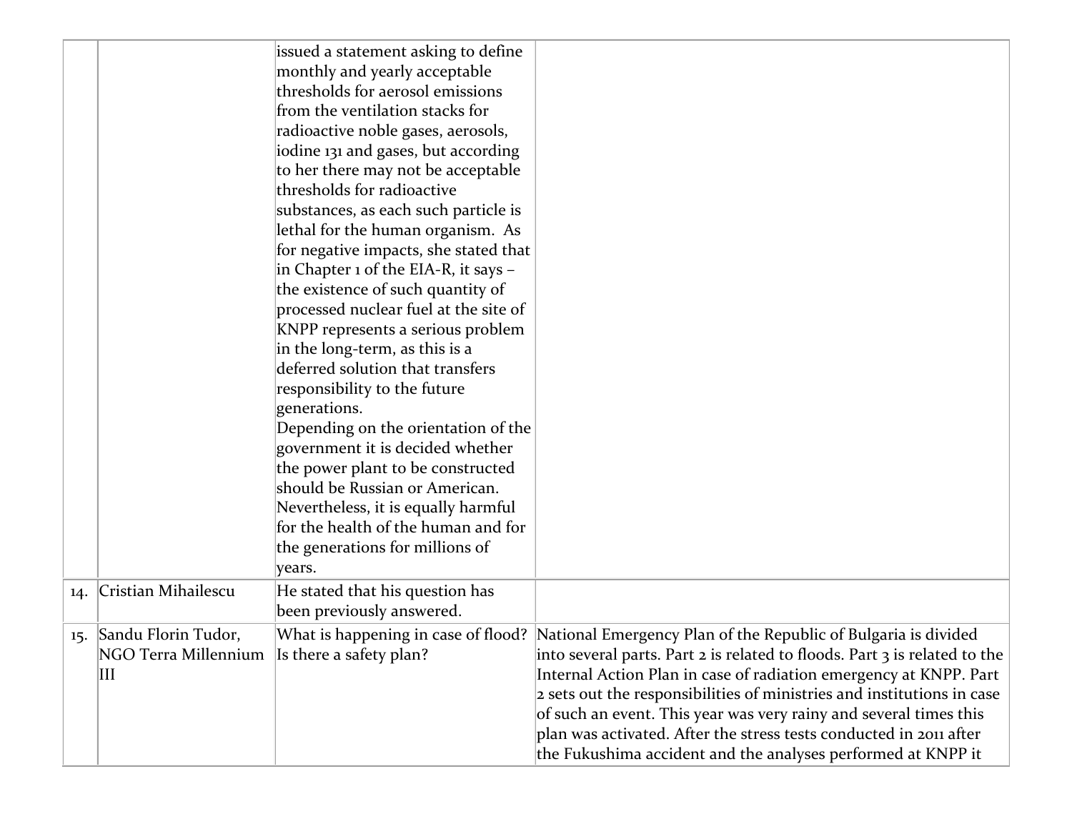| | | | |
|---|---|---|---|
| | | issued a statement asking to define monthly and yearly acceptable thresholds for aerosol emissions from the ventilation stacks for radioactive noble gases, aerosols, iodine 131 and gases, but according to her there may not be acceptable thresholds for radioactive substances, as each such particle is lethal for the human organism. As for negative impacts, she stated that in Chapter 1 of the EIA-R, it says – the existence of such quantity of processed nuclear fuel at the site of KNPP represents a serious problem in the long-term, as this is a deferred solution that transfers responsibility to the future generations.<br>Depending on the orientation of the government it is decided whether the power plant to be constructed should be Russian or American. Nevertheless, it is equally harmful for the health of the human and for the generations for millions of years. | |
| 14. | Cristian Mihailescu | He stated that his question has been previously answered. | |
| 15. | Sandu Florin Tudor, NGO Terra Millennium III | What is happening in case of flood? Is there a safety plan? | National Emergency Plan of the Republic of Bulgaria is divided into several parts. Part 2 is related to floods. Part 3 is related to the Internal Action Plan in case of radiation emergency at KNPP. Part 2 sets out the responsibilities of ministries and institutions in case of such an event. This year was very rainy and several times this plan was activated. After the stress tests conducted in 2011 after the Fukushima accident and the analyses performed at KNPP it |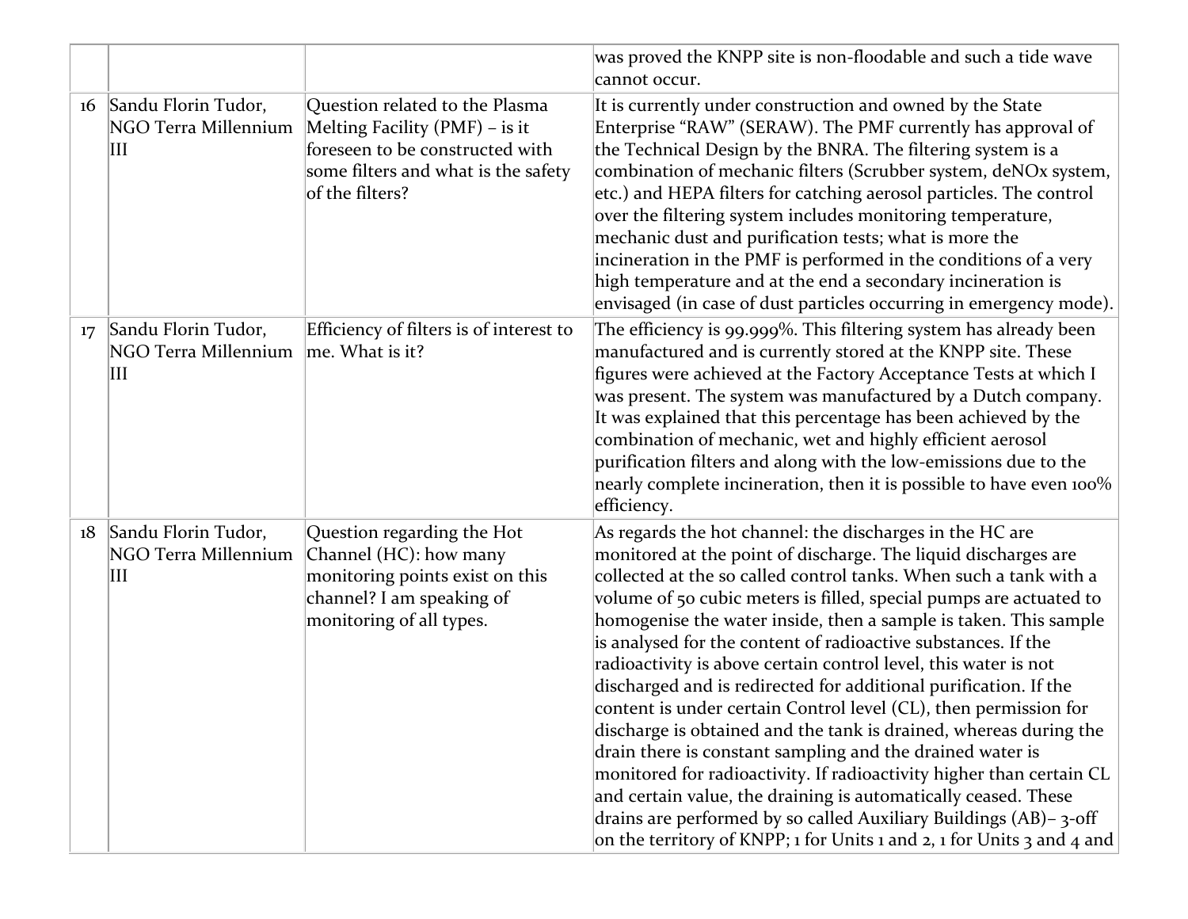| | | | |
|---|---|---|---|
| | | | was proved the KNPP site is non-floodable and such a tide wave cannot occur. |
| 16 | Sandu Florin Tudor, NGO Terra Millennium III | Question related to the Plasma Melting Facility (PMF) – is it foreseen to be constructed with some filters and what is the safety of the filters? | It is currently under construction and owned by the State Enterprise "RAW" (SERAW). The PMF currently has approval of the Technical Design by the BNRA. The filtering system is a combination of mechanic filters (Scrubber system, deNOx system, etc.) and HEPA filters for catching aerosol particles. The control over the filtering system includes monitoring temperature, mechanic dust and purification tests; what is more the incineration in the PMF is performed in the conditions of a very high temperature and at the end a secondary incineration is envisaged (in case of dust particles occurring in emergency mode). |
| 17 | Sandu Florin Tudor, NGO Terra Millennium III | Efficiency of filters is of interest to me. What is it? | The efficiency is 99.999%. This filtering system has already been manufactured and is currently stored at the KNPP site. These figures were achieved at the Factory Acceptance Tests at which I was present. The system was manufactured by a Dutch company. It was explained that this percentage has been achieved by the combination of mechanic, wet and highly efficient aerosol purification filters and along with the low-emissions due to the nearly complete incineration, then it is possible to have even 100% efficiency. |
| 18 | Sandu Florin Tudor, NGO Terra Millennium III | Question regarding the Hot Channel (HC): how many monitoring points exist on this channel? I am speaking of monitoring of all types. | As regards the hot channel: the discharges in the HC are monitored at the point of discharge. The liquid discharges are collected at the so called control tanks. When such a tank with a volume of 50 cubic meters is filled, special pumps are actuated to homogenise the water inside, then a sample is taken. This sample is analysed for the content of radioactive substances. If the radioactivity is above certain control level, this water is not discharged and is redirected for additional purification. If the content is under certain Control level (CL), then permission for discharge is obtained and the tank is drained, whereas during the drain there is constant sampling and the drained water is monitored for radioactivity. If radioactivity higher than certain CL and certain value, the draining is automatically ceased. These drains are performed by so called Auxiliary Buildings (AB)– 3-off on the territory of KNPP; 1 for Units 1 and 2, 1 for Units 3 and 4 and |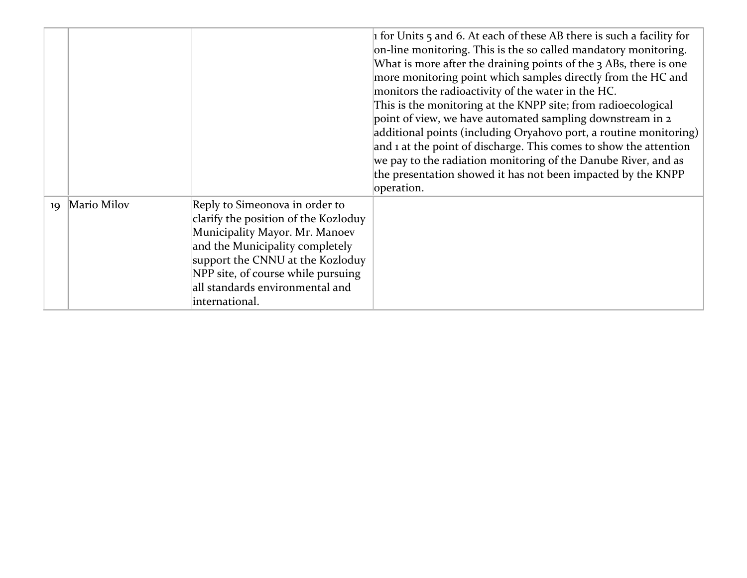| | | | |
|---|---|---|---|
| | | | 1 for Units 5 and 6. At each of these AB there is such a facility for on-line monitoring. This is the so called mandatory monitoring. What is more after the draining points of the 3 ABs, there is one more monitoring point which samples directly from the HC and monitors the radioactivity of the water in the HC.<br>This is the monitoring at the KNPP site; from radioecological point of view, we have automated sampling downstream in 2 additional points (including Oryahovo port, a routine monitoring) and 1 at the point of discharge. This comes to show the attention we pay to the radiation monitoring of the Danube River, and as the presentation showed it has not been impacted by the KNPP operation. |
| 19 | Mario Milov | Reply to Simeonova in order to clarify the position of the Kozloduy Municipality Mayor. Mr. Manoev and the Municipality completely support the CNNU at the Kozloduy NPP site, of course while pursuing all standards environmental and international. | |